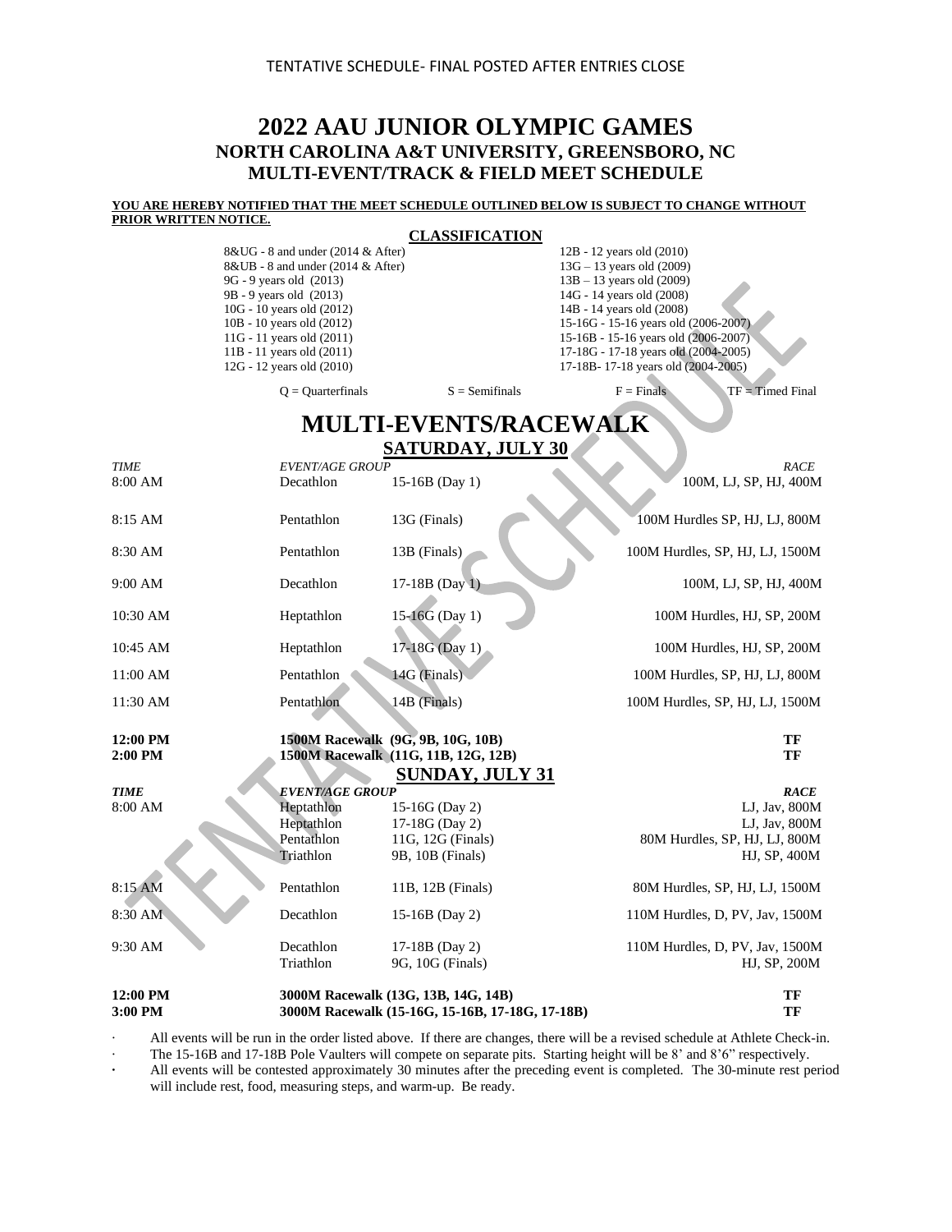TENTATIVE SCHEDULE- FINAL POSTED AFTER ENTRIES CLOSE

# 2022 AAU JUNIOR OLYMPIC GAMES
## NORTH CAROLINA A&T UNIVERSITY, GREENSBORO, NC
## MULTI-EVENT/TRACK & FIELD MEET SCHEDULE

**YOU ARE HEREBY NOTIFIED THAT THE MEET SCHEDULE OUTLINED BELOW IS SUBJECT TO CHANGE WITHOUT PRIOR WRITTEN NOTICE.**

**CLASSIFICATION**

| | |
|---|---|
| 8&UG - 8 and under (2014 & After) | 12B - 12 years old (2010) |
| 8&UB - 8 and under (2014 & After) | 13G – 13 years old (2009) |
| 9G - 9 years old (2013) | 13B – 13 years old (2009) |
| 9B - 9 years old (2013) | 14G - 14 years old (2008) |
| 10G - 10 years old (2012) | 14B - 14 years old (2008) |
| 10B - 10 years old (2012) | 15-16G - 15-16 years old (2006-2007) |
| 11G - 11 years old (2011) | 15-16B - 15-16 years old (2006-2007) |
| 11B - 11 years old (2011) | 17-18G - 17-18 years old (2004-2005) |
| 12G - 12 years old (2010) | 17-18B- 17-18 years old (2004-2005) |

Q = Quarterfinals S = Semifinals F = Finals TF = Timed Final

# MULTI-EVENTS/RACEWALK

## SATURDAY, JULY 30

| *TIME* | *EVENT/AGE GROUP* | | *RACE* |
|---|---|---|---|
| 8:00 AM | Decathlon | 15-16B (Day 1) | 100M, LJ, SP, HJ, 400M |
| 8:15 AM | Pentathlon | 13G (Finals) | 100M Hurdles SP, HJ, LJ, 800M |
| 8:30 AM | Pentathlon | 13B (Finals) | 100M Hurdles, SP, HJ, LJ, 1500M |
| 9:00 AM | Decathlon | 17-18B (Day 1) | 100M, LJ, SP, HJ, 400M |
| 10:30 AM | Heptathlon | 15-16G (Day 1) | 100M Hurdles, HJ, SP, 200M |
| 10:45 AM | Heptathlon | 17-18G (Day 1) | 100M Hurdles, HJ, SP, 200M |
| 11:00 AM | Pentathlon | 14G (Finals) | 100M Hurdles, SP, HJ, LJ, 800M |
| 11:30 AM | Pentathlon | 14B (Finals) | 100M Hurdles, SP, HJ, LJ, 1500M |
| **12:00 PM** | **1500M Racewalk (9G, 9B, 10G, 10B)** | | **TF** |
| **2:00 PM** | **1500M Racewalk (11G, 11B, 12G, 12B)** | | **TF** |

## SUNDAY, JULY 31

| *TIME* | *EVENT/AGE GROUP* | | *RACE* |
|---|---|---|---|
| 8:00 AM | Heptathlon | 15-16G (Day 2) | LJ, Jav, 800M |
| | Heptathlon | 17-18G (Day 2) | LJ, Jav, 800M |
| | Pentathlon | 11G, 12G (Finals) | 80M Hurdles, SP, HJ, LJ, 800M |
| | Triathlon | 9B, 10B (Finals) | HJ, SP, 400M |
| 8:15 AM | Pentathlon | 11B, 12B (Finals) | 80M Hurdles, SP, HJ, LJ, 1500M |
| 8:30 AM | Decathlon | 15-16B (Day 2) | 110M Hurdles, D, PV, Jav, 1500M |
| 9:30 AM | Decathlon | 17-18B (Day 2) | 110M Hurdles, D, PV, Jav, 1500M |
| | Triathlon | 9G, 10G (Finals) | HJ, SP, 200M |
| **12:00 PM** | **3000M Racewalk (13G, 13B, 14G, 14B)** | | **TF** |
| **3:00 PM** | **3000M Racewalk (15-16G, 15-16B, 17-18G, 17-18B)** | | **TF** |

- All events will be run in the order listed above. If there are changes, there will be a revised schedule at Athlete Check-in.
- The 15-16B and 17-18B Pole Vaulters will compete on separate pits. Starting height will be 8' and 8'6" respectively.
- All events will be contested approximately 30 minutes after the preceding event is completed. The 30-minute rest period will include rest, food, measuring steps, and warm-up. Be ready.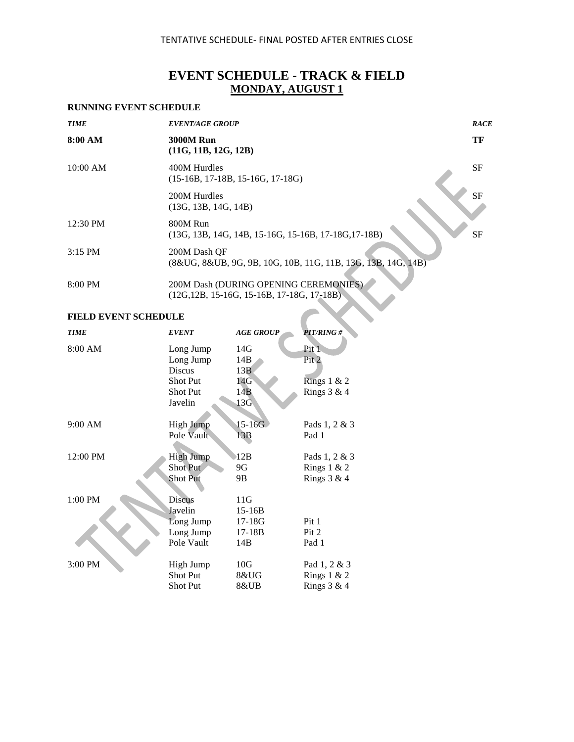TENTATIVE SCHEDULE- FINAL POSTED AFTER ENTRIES CLOSE

# EVENT SCHEDULE - TRACK & FIELD
## MONDAY, AUGUST 1

### RUNNING EVENT SCHEDULE

| *TIME* | *EVENT/AGE GROUP* | *RACE* |
|---|---|---|
| **8:00 AM** | **3000M Run (11G, 11B, 12G, 12B)** | **TF** |
| 10:00 AM | 400M Hurdles (15-16B, 17-18B, 15-16G, 17-18G) | SF |
| | 200M Hurdles (13G, 13B, 14G, 14B) | SF |
| 12:30 PM | 800M Run (13G, 13B, 14G, 14B, 15-16G, 15-16B, 17-18G,17-18B) | SF |
| 3:15 PM | 200M Dash QF (8&UG, 8&UB, 9G, 9B, 10G, 10B, 11G, 11B, 13G, 13B, 14G, 14B) | |
| 8:00 PM | 200M Dash (DURING OPENING CEREMONIES) (12G,12B, 15-16G, 15-16B, 17-18G, 17-18B) | |

### FIELD EVENT SCHEDULE

| *TIME* | *EVENT* | *AGE GROUP* | *PIT/RING #* |
|---|---|---|---|
| 8:00 AM | Long Jump | 14G | Pit 1 |
| | Long Jump | 14B | Pit 2 |
| | Discus | 13B | |
| | Shot Put | 14G | Rings 1 & 2 |
| | Shot Put | 14B | Rings 3 & 4 |
| | Javelin | 13G | |
| 9:00 AM | High Jump | 15-16G | Pads 1, 2 & 3 |
| | Pole Vault | 13B | Pad 1 |
| 12:00 PM | High Jump | 12B | Pads 1, 2 & 3 |
| | Shot Put | 9G | Rings 1 & 2 |
| | Shot Put | 9B | Rings 3 & 4 |
| 1:00 PM | Discus | 11G | |
| | Javelin | 15-16B | |
| | Long Jump | 17-18G | Pit 1 |
| | Long Jump | 17-18B | Pit 2 |
| | Pole Vault | 14B | Pad 1 |
| 3:00 PM | High Jump | 10G | Pad 1, 2 & 3 |
| | Shot Put | 8&UG | Rings 1 & 2 |
| | Shot Put | 8&UB | Rings 3 & 4 |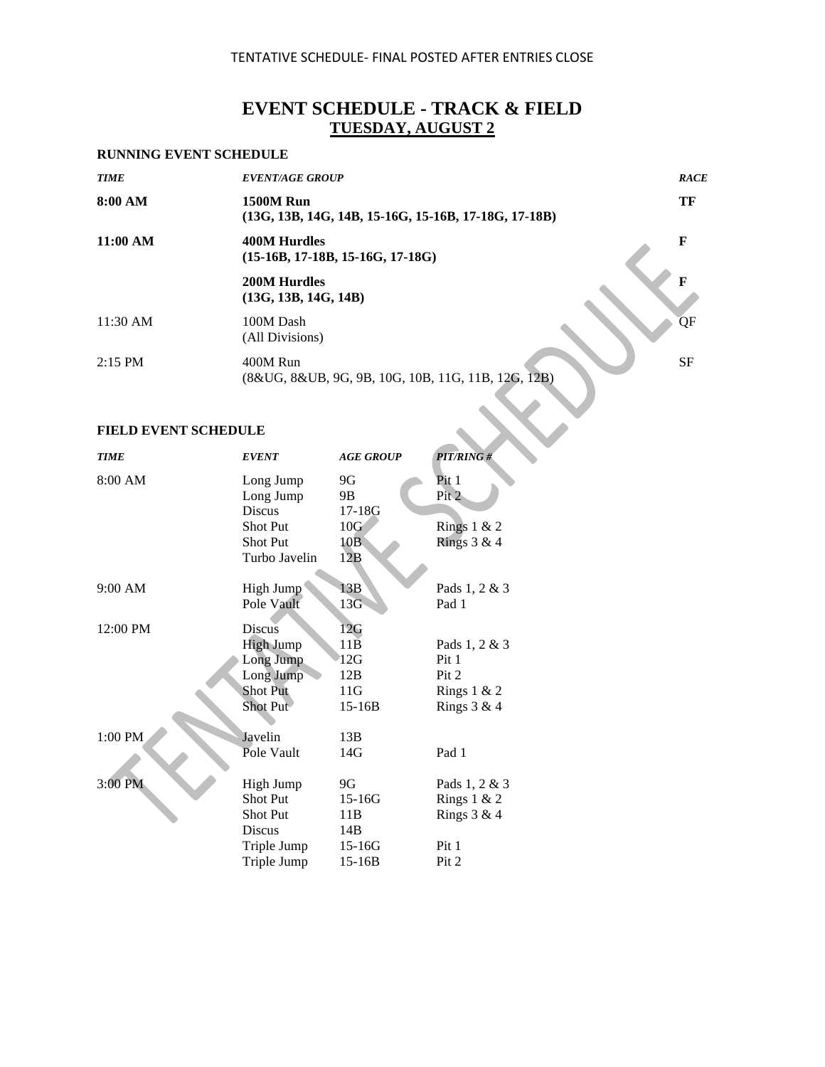TENTATIVE SCHEDULE- FINAL POSTED AFTER ENTRIES CLOSE

# EVENT SCHEDULE - TRACK & FIELD

## TUESDAY, AUGUST 2

### RUNNING EVENT SCHEDULE

| *TIME* | *EVENT/AGE GROUP* | *RACE* |
|---|---|---|
| **8:00 AM** | **1500M Run** **(13G, 13B, 14G, 14B, 15-16G, 15-16B, 17-18G, 17-18B)** | **TF** |
| **11:00 AM** | **400M Hurdles** **(15-16B, 17-18B, 15-16G, 17-18G)** | **F** |
| | **200M Hurdles** **(13G, 13B, 14G, 14B)** | **F** |
| 11:30 AM | 100M Dash (All Divisions) | QF |
| 2:15 PM | 400M Run (8&UG, 8&UB, 9G, 9B, 10G, 10B, 11G, 11B, 12G, 12B) | SF |

### FIELD EVENT SCHEDULE

| *TIME* | *EVENT* | *AGE GROUP* | *PIT/RING #* |
|---|---|---|---|
| 8:00 AM | Long Jump | 9G | Pit 1 |
| | Long Jump | 9B | Pit 2 |
| | Discus | 17-18G | |
| | Shot Put | 10G | Rings 1 & 2 |
| | Shot Put | 10B | Rings 3 & 4 |
| | Turbo Javelin | 12B | |
| 9:00 AM | High Jump | 13B | Pads 1, 2 & 3 |
| | Pole Vault | 13G | Pad 1 |
| 12:00 PM | Discus | 12G | |
| | High Jump | 11B | Pads 1, 2 & 3 |
| | Long Jump | 12G | Pit 1 |
| | Long Jump | 12B | Pit 2 |
| | Shot Put | 11G | Rings 1 & 2 |
| | Shot Put | 15-16B | Rings 3 & 4 |
| 1:00 PM | Javelin | 13B | |
| | Pole Vault | 14G | Pad 1 |
| 3:00 PM | High Jump | 9G | Pads 1, 2 & 3 |
| | Shot Put | 15-16G | Rings 1 & 2 |
| | Shot Put | 11B | Rings 3 & 4 |
| | Discus | 14B | |
| | Triple Jump | 15-16G | Pit 1 |
| | Triple Jump | 15-16B | Pit 2 |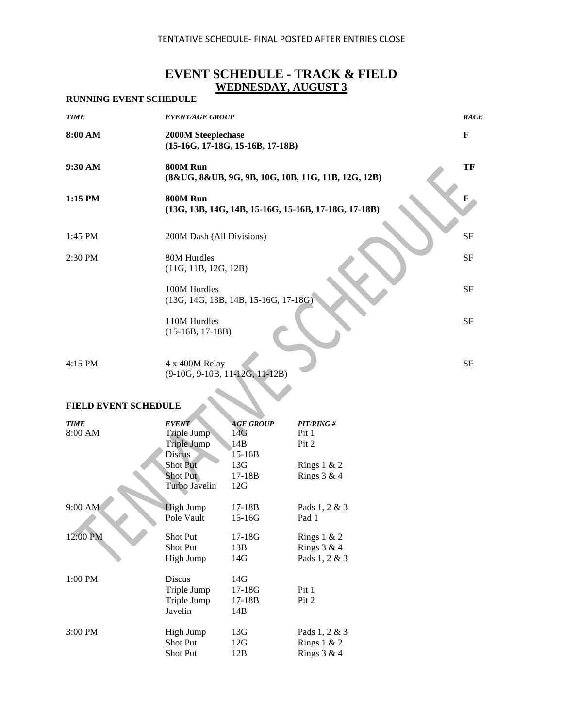TENTATIVE SCHEDULE- FINAL POSTED AFTER ENTRIES CLOSE

# EVENT SCHEDULE - TRACK & FIELD

## WEDNESDAY, AUGUST 3

### RUNNING EVENT SCHEDULE

| *TIME* | *EVENT/AGE GROUP* | *RACE* |
|---|---|---|
| **8:00 AM** | **2000M Steeplechase (15-16G, 17-18G, 15-16B, 17-18B)** | **F** |
| **9:30 AM** | **800M Run (8&UG, 8&UB, 9G, 9B, 10G, 10B, 11G, 11B, 12G, 12B)** | **TF** |
| **1:15 PM** | **800M Run (13G, 13B, 14G, 14B, 15-16G, 15-16B, 17-18G, 17-18B)** | **F** |
| 1:45 PM | 200M Dash (All Divisions) | SF |
| 2:30 PM | 80M Hurdles (11G, 11B, 12G, 12B) | SF |
| | 100M Hurdles (13G, 14G, 13B, 14B, 15-16G, 17-18G) | SF |
| | 110M Hurdles (15-16B, 17-18B) | SF |
| 4:15 PM | 4 x 400M Relay (9-10G, 9-10B, 11-12G, 11-12B) | SF |

### FIELD EVENT SCHEDULE

| *TIME* | *EVENT* | *AGE GROUP* | *PIT/RING #* |
|---|---|---|---|
| 8:00 AM | Triple Jump | 14G | Pit 1 |
| | Triple Jump | 14B | Pit 2 |
| | Discus | 15-16B | |
| | Shot Put | 13G | Rings 1 & 2 |
| | Shot Put | 17-18B | Rings 3 & 4 |
| | Turbo Javelin | 12G | |
| 9:00 AM | High Jump | 17-18B | Pads 1, 2 & 3 |
| | Pole Vault | 15-16G | Pad 1 |
| 12:00 PM | Shot Put | 17-18G | Rings 1 & 2 |
| | Shot Put | 13B | Rings 3 & 4 |
| | High Jump | 14G | Pads 1, 2 & 3 |
| 1:00 PM | Discus | 14G | |
| | Triple Jump | 17-18G | Pit 1 |
| | Triple Jump | 17-18B | Pit 2 |
| | Javelin | 14B | |
| 3:00 PM | High Jump | 13G | Pads 1, 2 & 3 |
| | Shot Put | 12G | Rings 1 & 2 |
| | Shot Put | 12B | Rings 3 & 4 |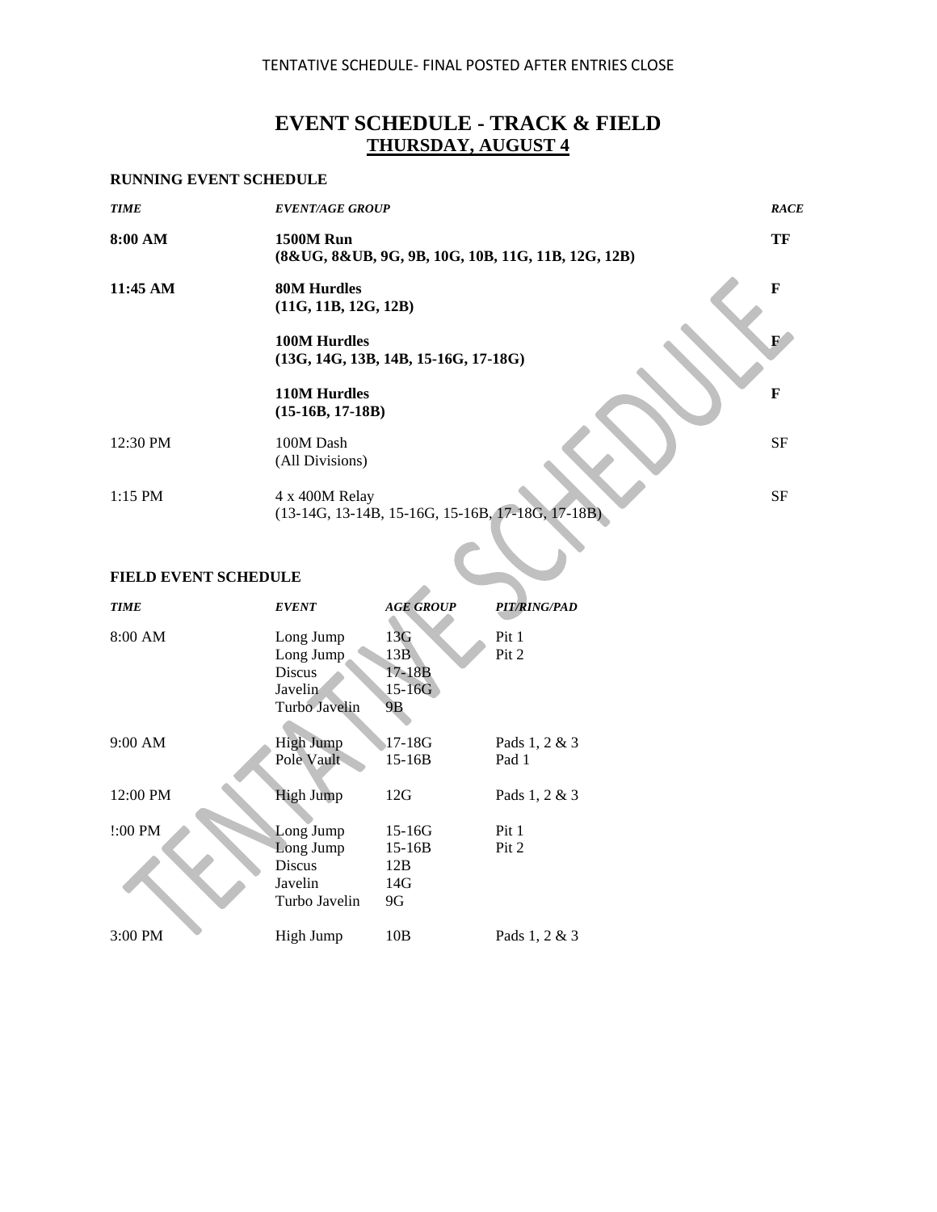TENTATIVE SCHEDULE- FINAL POSTED AFTER ENTRIES CLOSE

# EVENT SCHEDULE - TRACK & FIELD
## THURSDAY, AUGUST 4

### RUNNING EVENT SCHEDULE

| *TIME* | *EVENT/AGE GROUP* | *RACE* |
|---|---|---|
| **8:00 AM** | **1500M Run** (8&UG, 8&UB, 9G, 9B, 10G, 10B, 11G, 11B, 12G, 12B) | **TF** |
| **11:45 AM** | **80M Hurdles** (11G, 11B, 12G, 12B) | **F** |
| | **100M Hurdles** (13G, 14G, 13B, 14B, 15-16G, 17-18G) | **F** |
| | **110M Hurdles** (15-16B, 17-18B) | **F** |
| 12:30 PM | 100M Dash (All Divisions) | SF |
| 1:15 PM | 4 x 400M Relay (13-14G, 13-14B, 15-16G, 15-16B, 17-18G, 17-18B) | SF |

### FIELD EVENT SCHEDULE

| *TIME* | *EVENT* | *AGE GROUP* | *PIT/RING/PAD* |
|---|---|---|---|
| 8:00 AM | Long Jump | 13G | Pit 1 |
| | Long Jump | 13B | Pit 2 |
| | Discus | 17-18B | |
| | Javelin | 15-16G | |
| | Turbo Javelin | 9B | |
| 9:00 AM | High Jump | 17-18G | Pads 1, 2 & 3 |
| | Pole Vault | 15-16B | Pad 1 |
| 12:00 PM | High Jump | 12G | Pads 1, 2 & 3 |
| !:00 PM | Long Jump | 15-16G | Pit 1 |
| | Long Jump | 15-16B | Pit 2 |
| | Discus | 12B | |
| | Javelin | 14G | |
| | Turbo Javelin | 9G | |
| 3:00 PM | High Jump | 10B | Pads 1, 2 & 3 |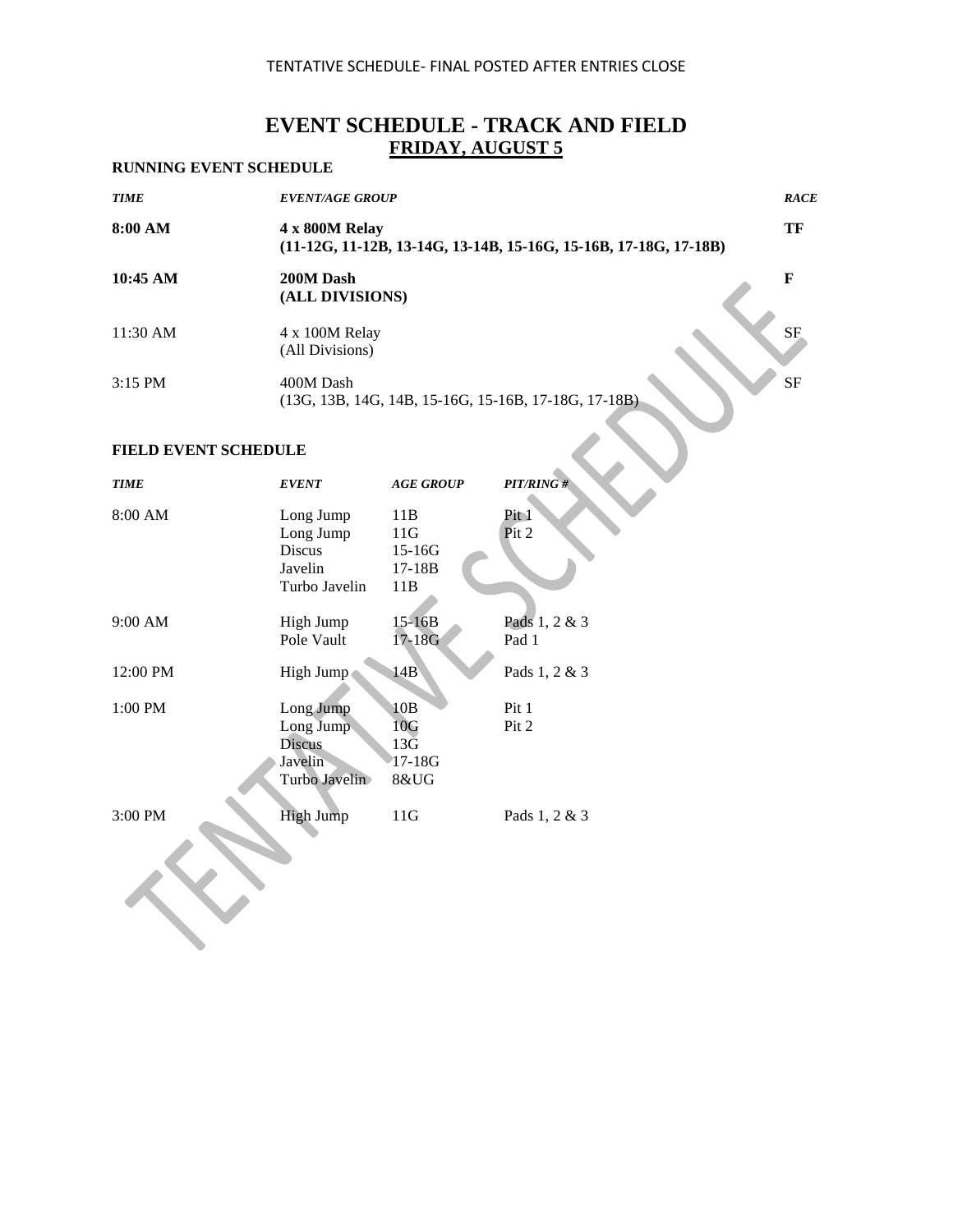TENTATIVE SCHEDULE- FINAL POSTED AFTER ENTRIES CLOSE

# EVENT SCHEDULE - TRACK AND FIELD

## FRIDAY, AUGUST 5

### RUNNING EVENT SCHEDULE

| *TIME* | *EVENT/AGE GROUP* | *RACE* |
|---|---|---|
| **8:00 AM** | **4 x 800M Relay (11-12G, 11-12B, 13-14G, 13-14B, 15-16G, 15-16B, 17-18G, 17-18B)** | **TF** |
| **10:45 AM** | **200M Dash (ALL DIVISIONS)** | **F** |
| 11:30 AM | 4 x 100M Relay (All Divisions) | SF |
| 3:15 PM | 400M Dash (13G, 13B, 14G, 14B, 15-16G, 15-16B, 17-18G, 17-18B) | SF |

### FIELD EVENT SCHEDULE

| *TIME* | *EVENT* | *AGE GROUP* | *PIT/RING #* |
|---|---|---|---|
| 8:00 AM | Long Jump | 11B | Pit 1 |
| | Long Jump | 11G | Pit 2 |
| | Discus | 15-16G | |
| | Javelin | 17-18B | |
| | Turbo Javelin | 11B | |
| 9:00 AM | High Jump | 15-16B | Pads 1, 2 & 3 |
| | Pole Vault | 17-18G | Pad 1 |
| 12:00 PM | High Jump | 14B | Pads 1, 2 & 3 |
| 1:00 PM | Long Jump | 10B | Pit 1 |
| | Long Jump | 10G | Pit 2 |
| | Discus | 13G | |
| | Javelin | 17-18G | |
| | Turbo Javelin | 8&UG | |
| 3:00 PM | High Jump | 11G | Pads 1, 2 & 3 |

TENTATIVE SCHEDULE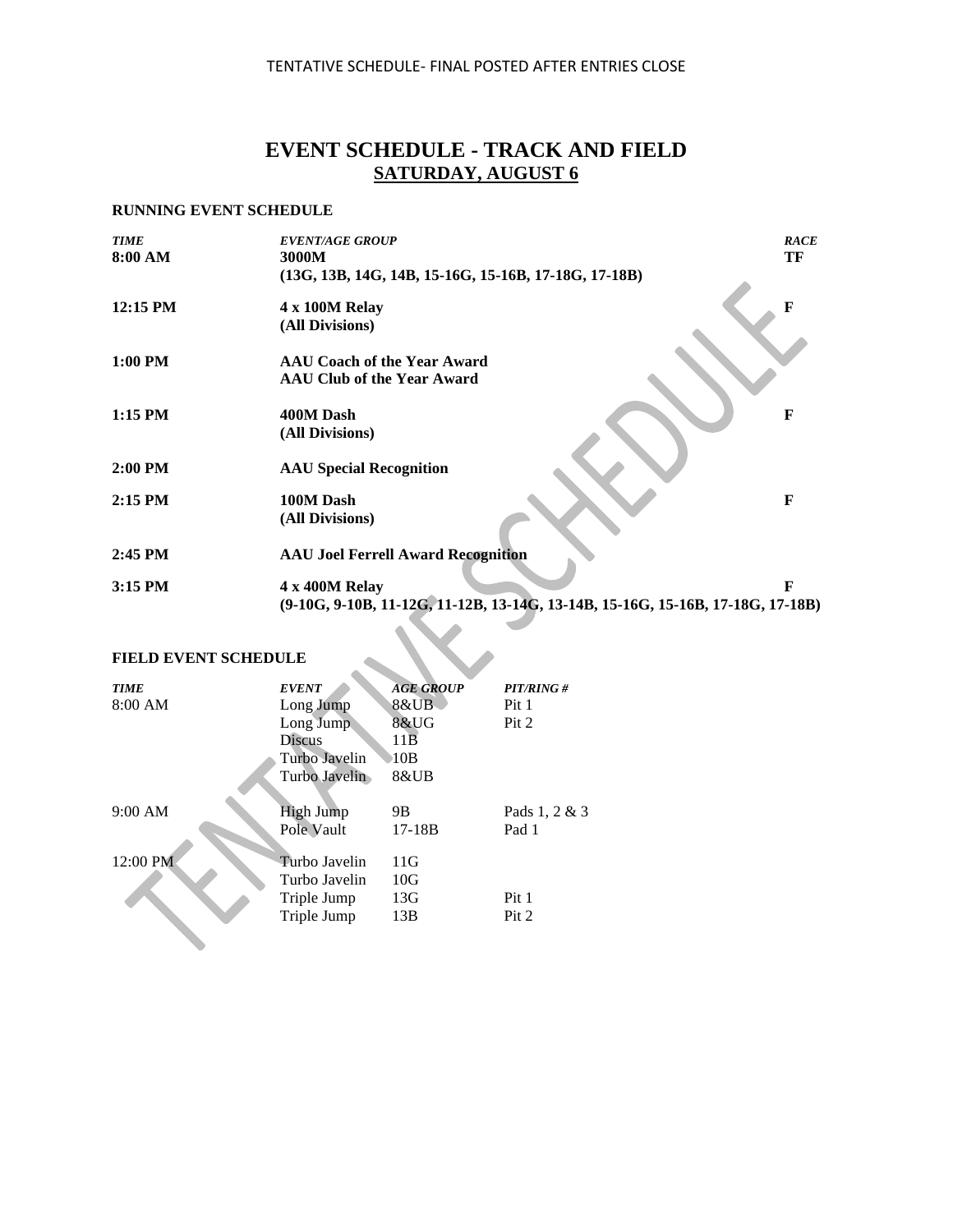TENTATIVE SCHEDULE- FINAL POSTED AFTER ENTRIES CLOSE

# EVENT SCHEDULE - TRACK AND FIELD

## SATURDAY, AUGUST 6

### RUNNING EVENT SCHEDULE

| *TIME* | *EVENT/AGE GROUP* | *RACE* |
|---|---|---|
| **8:00 AM** | **3000M** **(13G, 13B, 14G, 14B, 15-16G, 15-16B, 17-18G, 17-18B)** | **TF** |
| **12:15 PM** | **4 x 100M Relay** **(All Divisions)** | **F** |
| **1:00 PM** | **AAU Coach of the Year Award** **AAU Club of the Year Award** | |
| **1:15 PM** | **400M Dash** **(All Divisions)** | **F** |
| **2:00 PM** | **AAU Special Recognition** | |
| **2:15 PM** | **100M Dash** **(All Divisions)** | **F** |
| **2:45 PM** | **AAU Joel Ferrell Award Recognition** | |
| **3:15 PM** | **4 x 400M Relay** **(9-10G, 9-10B, 11-12G, 11-12B, 13-14G, 13-14B, 15-16G, 15-16B, 17-18G, 17-18B)** | **F** |

### FIELD EVENT SCHEDULE

| *TIME* | *EVENT* | *AGE GROUP* | *PIT/RING #* |
|---|---|---|---|
| 8:00 AM | Long Jump | 8&UB | Pit 1 |
| | Long Jump | 8&UG | Pit 2 |
| | Discus | 11B | |
| | Turbo Javelin | 10B | |
| | Turbo Javelin | 8&UB | |
| 9:00 AM | High Jump | 9B | Pads 1, 2 & 3 |
| | Pole Vault | 17-18B | Pad 1 |
| 12:00 PM | Turbo Javelin | 11G | |
| | Turbo Javelin | 10G | |
| | Triple Jump | 13G | Pit 1 |
| | Triple Jump | 13B | Pit 2 |

TENTATIVE SCHEDULE